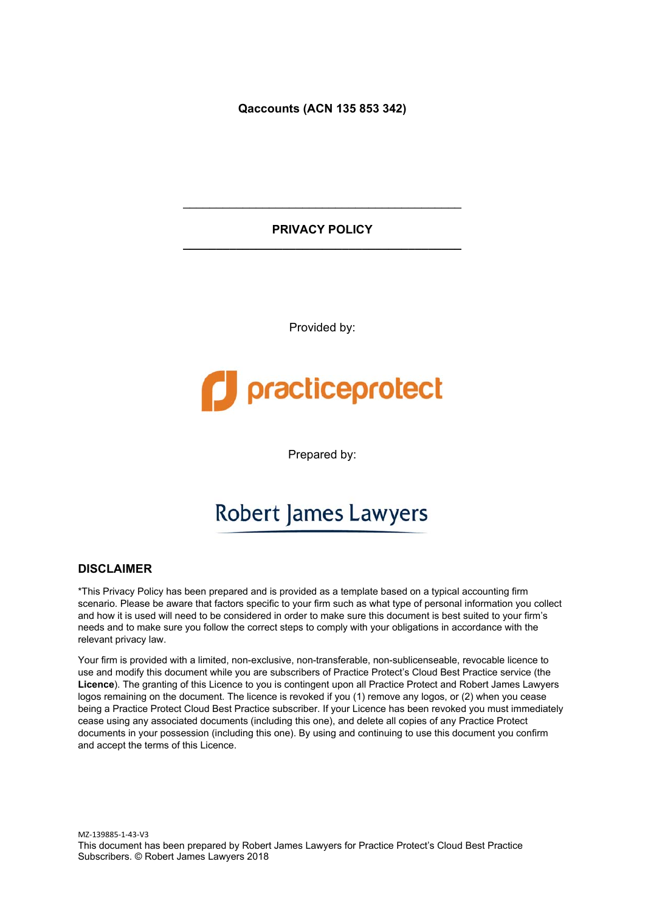**Qaccounts (ACN 135 853 342)**

---

# PRIVACY POLICY

---

Provided by:

practiceprotect

Prepared by:

Robert James Lawyers

## DISCLAIMER

*This Privacy Policy has been prepared and is provided as a template based on a typical accounting firm scenario. Please be aware that factors specific to your firm such as what type of personal information you collect and how it is used will need to be considered in order to make sure this document is best suited to your firm's needs and to make sure you follow the correct steps to comply with your obligations in accordance with the relevant privacy law.

Your firm is provided with a limited, non-exclusive, non-transferable, non-sublicenseable, revocable licence to use and modify this document while you are subscribers of Practice Protect's Cloud Best Practice service (the **Licence**). The granting of this Licence to you is contingent upon all Practice Protect and Robert James Lawyers logos remaining on the document. The licence is revoked if you (1) remove any logos, or (2) when you cease being a Practice Protect Cloud Best Practice subscriber. If your Licence has been revoked you must immediately cease using any associated documents (including this one), and delete all copies of any Practice Protect documents in your possession (including this one). By using and continuing to use this document you confirm and accept the terms of this Licence.

MZ-139885-1-43-V3
This document has been prepared by Robert James Lawyers for Practice Protect's Cloud Best Practice Subscribers. © Robert James Lawyers 2018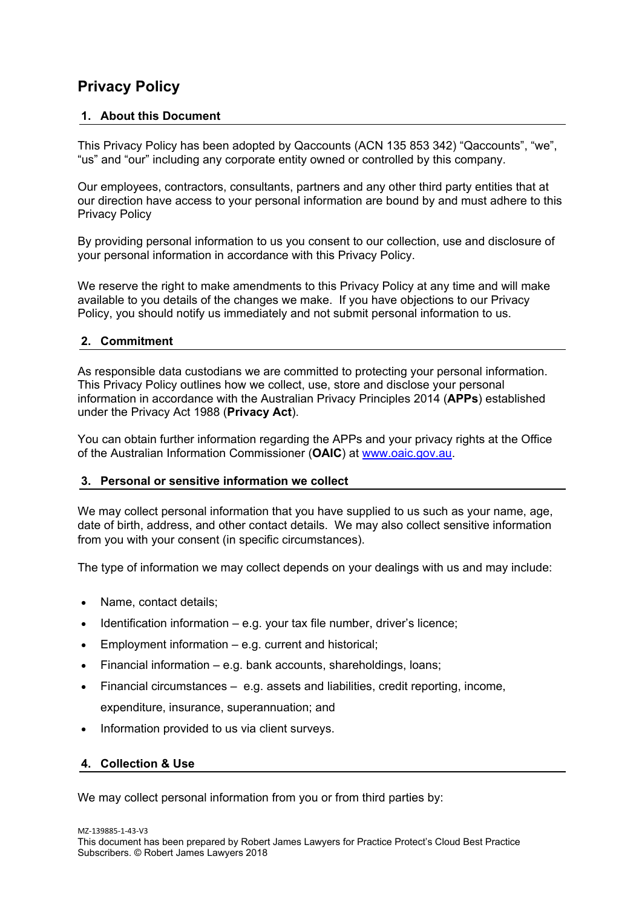# Privacy Policy

## 1. About this Document

This Privacy Policy has been adopted by Qaccounts (ACN 135 853 342) "Qaccounts", "we", "us" and "our" including any corporate entity owned or controlled by this company.

Our employees, contractors, consultants, partners and any other third party entities that at our direction have access to your personal information are bound by and must adhere to this Privacy Policy

By providing personal information to us you consent to our collection, use and disclosure of your personal information in accordance with this Privacy Policy.

We reserve the right to make amendments to this Privacy Policy at any time and will make available to you details of the changes we make. If you have objections to our Privacy Policy, you should notify us immediately and not submit personal information to us.

## 2. Commitment

As responsible data custodians we are committed to protecting your personal information. This Privacy Policy outlines how we collect, use, store and disclose your personal information in accordance with the Australian Privacy Principles 2014 (**APPs**) established under the Privacy Act 1988 (**Privacy Act**).

You can obtain further information regarding the APPs and your privacy rights at the Office of the Australian Information Commissioner (**OAIC**) at [www.oaic.gov.au](http://www.oaic.gov.au).

## 3. Personal or sensitive information we collect

We may collect personal information that you have supplied to us such as your name, age, date of birth, address, and other contact details. We may also collect sensitive information from you with your consent (in specific circumstances).

The type of information we may collect depends on your dealings with us and may include:

- Name, contact details;
- Identification information – e.g. your tax file number, driver's licence;
- Employment information – e.g. current and historical;
- Financial information – e.g. bank accounts, shareholdings, loans;
- Financial circumstances – e.g. assets and liabilities, credit reporting, income, expenditure, insurance, superannuation; and
- Information provided to us via client surveys.

## 4. Collection & Use

We may collect personal information from you or from third parties by:

MZ-139885-1-43-V3
This document has been prepared by Robert James Lawyers for Practice Protect's Cloud Best Practice Subscribers. © Robert James Lawyers 2018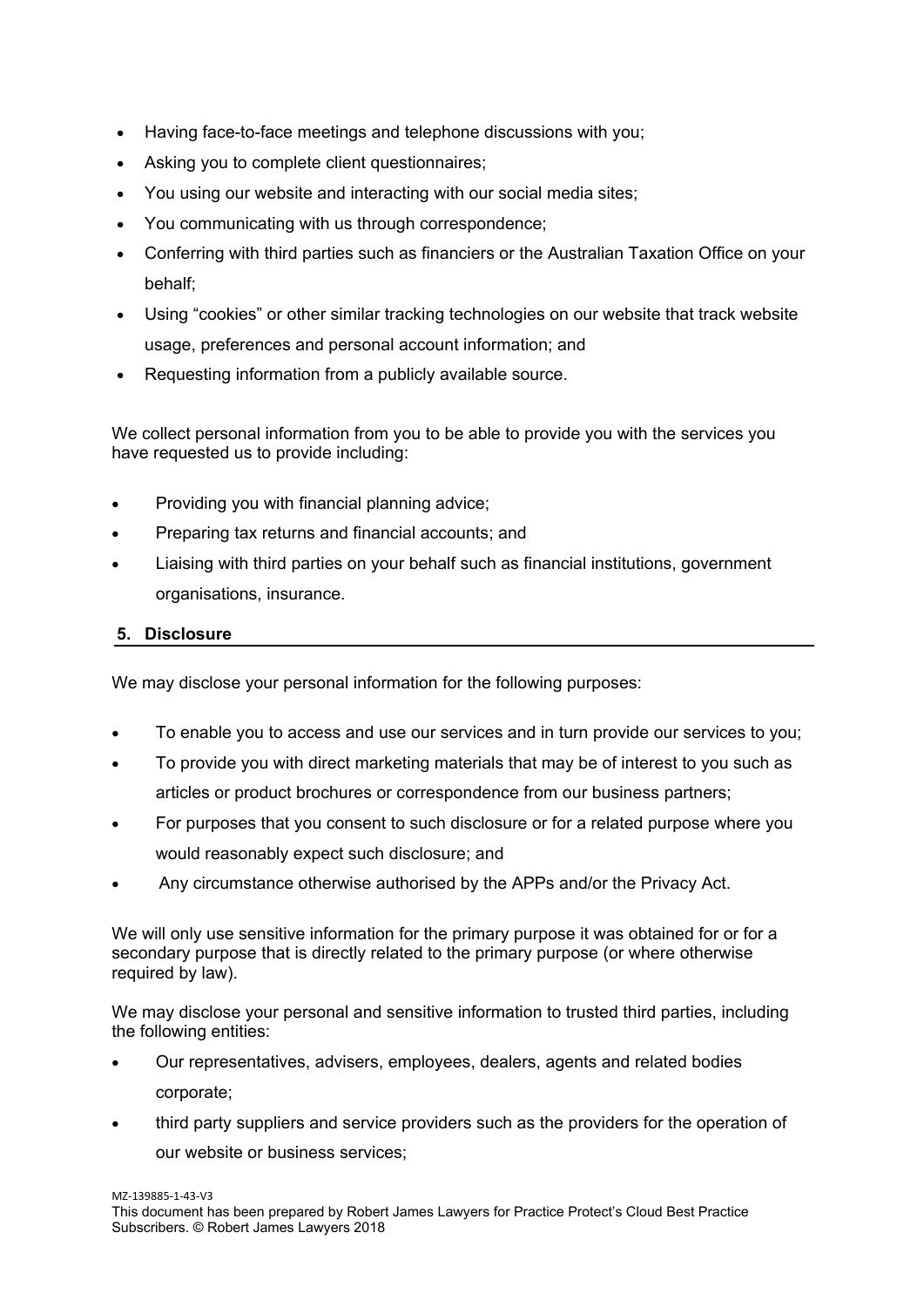- Having face-to-face meetings and telephone discussions with you;
- Asking you to complete client questionnaires;
- You using our website and interacting with our social media sites;
- You communicating with us through correspondence;
- Conferring with third parties such as financiers or the Australian Taxation Office on your behalf;
- Using "cookies" or other similar tracking technologies on our website that track website usage, preferences and personal account information; and
- Requesting information from a publicly available source.

We collect personal information from you to be able to provide you with the services you have requested us to provide including:

- Providing you with financial planning advice;
- Preparing tax returns and financial accounts; and
- Liaising with third parties on your behalf such as financial institutions, government organisations, insurance.

## 5. Disclosure

We may disclose your personal information for the following purposes:

- To enable you to access and use our services and in turn provide our services to you;
- To provide you with direct marketing materials that may be of interest to you such as articles or product brochures or correspondence from our business partners;
- For purposes that you consent to such disclosure or for a related purpose where you would reasonably expect such disclosure; and
- Any circumstance otherwise authorised by the APPs and/or the Privacy Act.

We will only use sensitive information for the primary purpose it was obtained for or for a secondary purpose that is directly related to the primary purpose (or where otherwise required by law).

We may disclose your personal and sensitive information to trusted third parties, including the following entities:

- Our representatives, advisers, employees, dealers, agents and related bodies corporate;
- third party suppliers and service providers such as the providers for the operation of our website or business services;

MZ-139885-1-43-V3
This document has been prepared by Robert James Lawyers for Practice Protect's Cloud Best Practice Subscribers. © Robert James Lawyers 2018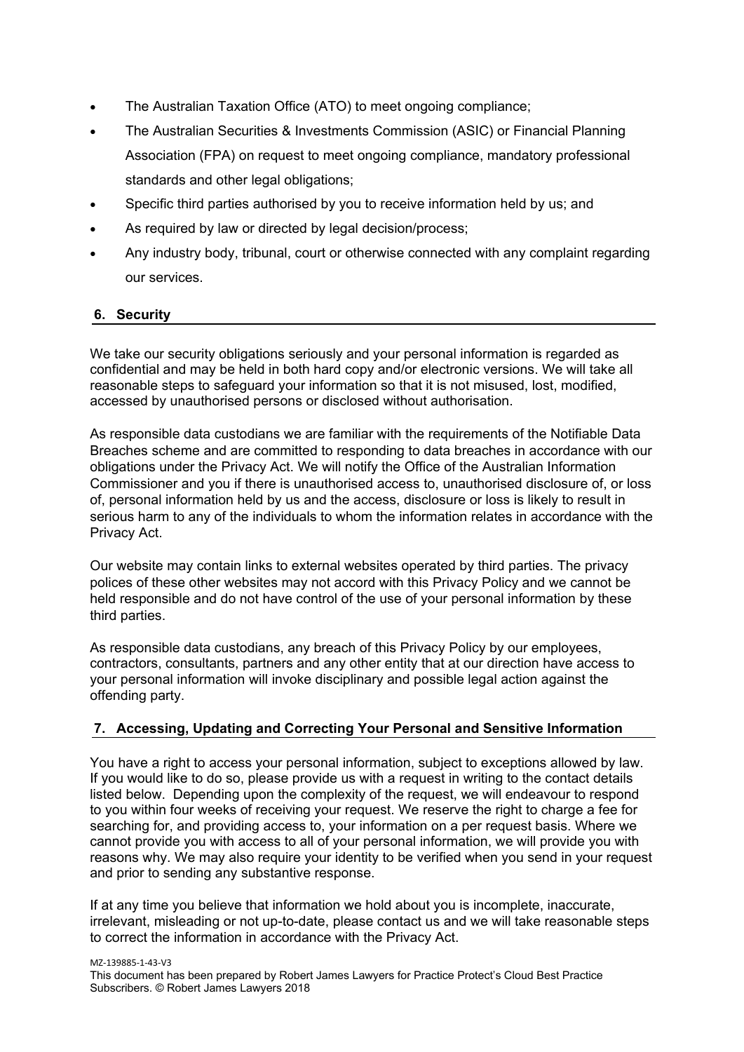- The Australian Taxation Office (ATO) to meet ongoing compliance;
- The Australian Securities & Investments Commission (ASIC) or Financial Planning Association (FPA) on request to meet ongoing compliance, mandatory professional standards and other legal obligations;
- Specific third parties authorised by you to receive information held by us; and
- As required by law or directed by legal decision/process;
- Any industry body, tribunal, court or otherwise connected with any complaint regarding our services.

## 6. Security

We take our security obligations seriously and your personal information is regarded as confidential and may be held in both hard copy and/or electronic versions. We will take all reasonable steps to safeguard your information so that it is not misused, lost, modified, accessed by unauthorised persons or disclosed without authorisation.

As responsible data custodians we are familiar with the requirements of the Notifiable Data Breaches scheme and are committed to responding to data breaches in accordance with our obligations under the Privacy Act. We will notify the Office of the Australian Information Commissioner and you if there is unauthorised access to, unauthorised disclosure of, or loss of, personal information held by us and the access, disclosure or loss is likely to result in serious harm to any of the individuals to whom the information relates in accordance with the Privacy Act.

Our website may contain links to external websites operated by third parties. The privacy polices of these other websites may not accord with this Privacy Policy and we cannot be held responsible and do not have control of the use of your personal information by these third parties.

As responsible data custodians, any breach of this Privacy Policy by our employees, contractors, consultants, partners and any other entity that at our direction have access to your personal information will invoke disciplinary and possible legal action against the offending party.

## 7. Accessing, Updating and Correcting Your Personal and Sensitive Information

You have a right to access your personal information, subject to exceptions allowed by law. If you would like to do so, please provide us with a request in writing to the contact details listed below. Depending upon the complexity of the request, we will endeavour to respond to you within four weeks of receiving your request. We reserve the right to charge a fee for searching for, and providing access to, your information on a per request basis. Where we cannot provide you with access to all of your personal information, we will provide you with reasons why. We may also require your identity to be verified when you send in your request and prior to sending any substantive response.

If at any time you believe that information we hold about you is incomplete, inaccurate, irrelevant, misleading or not up-to-date, please contact us and we will take reasonable steps to correct the information in accordance with the Privacy Act.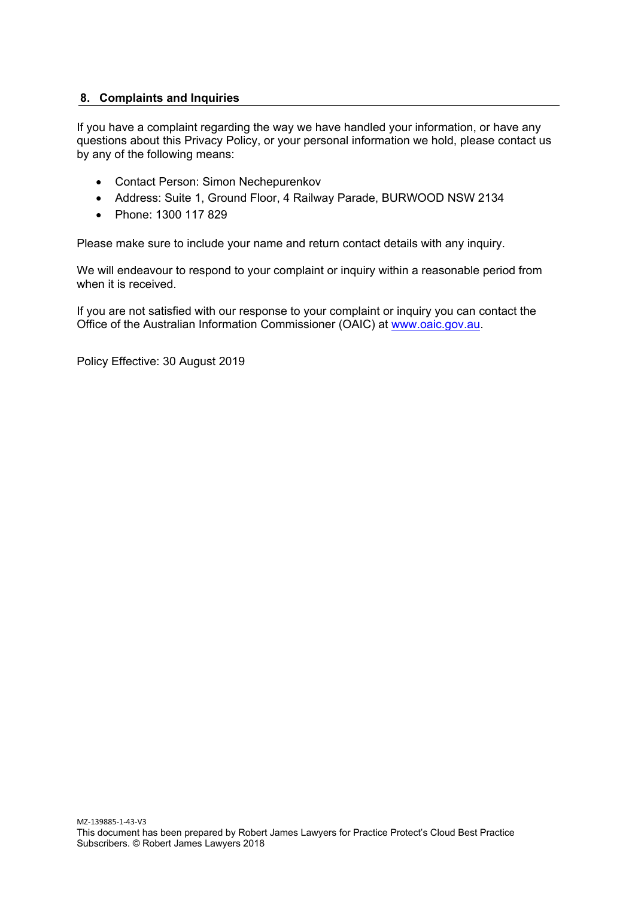## 8. Complaints and Inquiries

If you have a complaint regarding the way we have handled your information, or have any questions about this Privacy Policy, or your personal information we hold, please contact us by any of the following means:

- Contact Person: Simon Nechepurenkov
- Address: Suite 1, Ground Floor, 4 Railway Parade, BURWOOD NSW 2134
- Phone: 1300 117 829

Please make sure to include your name and return contact details with any inquiry.

We will endeavour to respond to your complaint or inquiry within a reasonable period from when it is received.

If you are not satisfied with our response to your complaint or inquiry you can contact the Office of the Australian Information Commissioner (OAIC) at www.oaic.gov.au.

Policy Effective: 30 August 2019

MZ-139885-1-43-V3
This document has been prepared by Robert James Lawyers for Practice Protect's Cloud Best Practice Subscribers. © Robert James Lawyers 2018